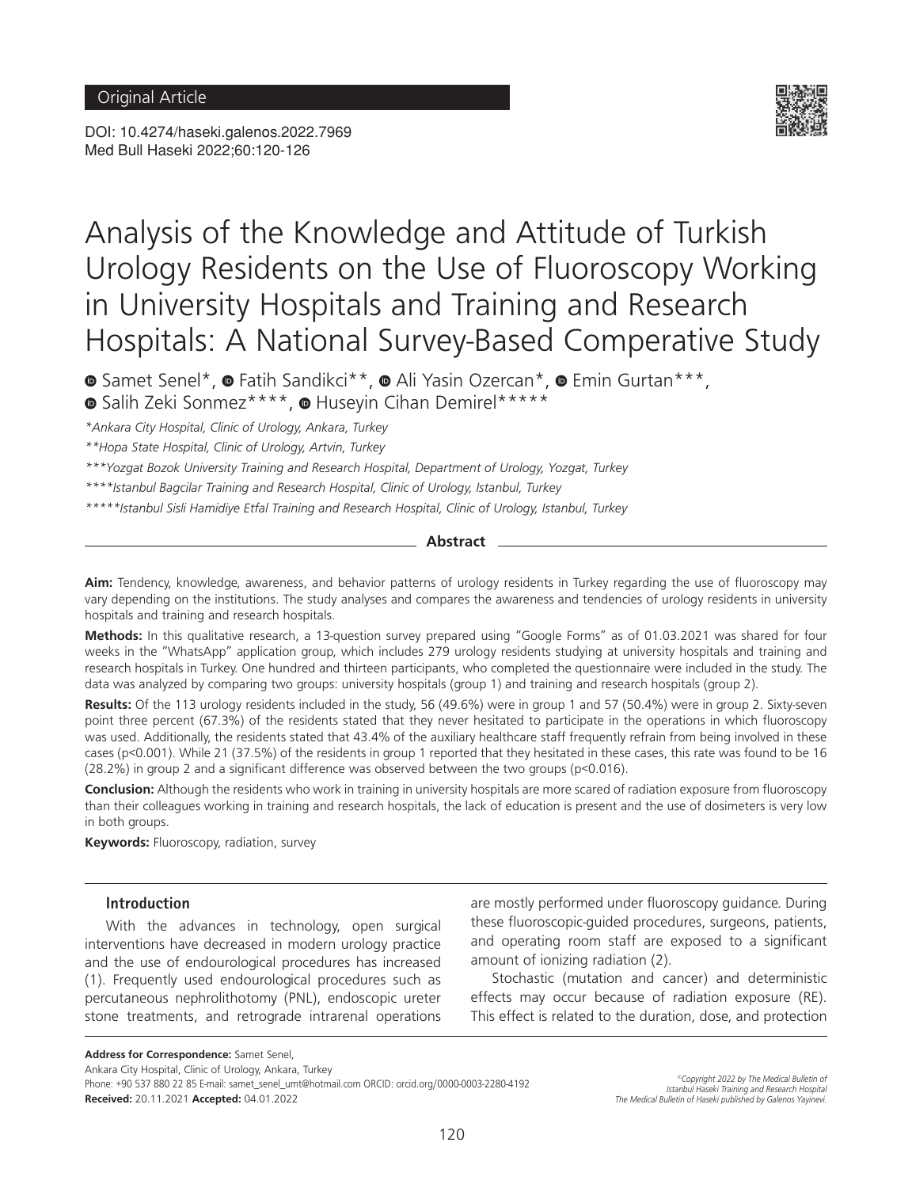Original Article

DOI: 10.4274/haseki.galenos.2022.7969
Med Bull Haseki 2022;60:120-126

# Analysis of the Knowledge and Attitude of Turkish Urology Residents on the Use of Fluoroscopy Working in University Hospitals and Training and Research Hospitals: A National Survey-Based Comperative Study

Samet Senel*, Fatih Sandikci**, Ali Yasin Ozercan*, Emin Gurtan***, Salih Zeki Sonmez****, Huseyin Cihan Demirel*****

*Ankara City Hospital, Clinic of Urology, Ankara, Turkey

**Hopa State Hospital, Clinic of Urology, Artvin, Turkey

***Yozgat Bozok University Training and Research Hospital, Department of Urology, Yozgat, Turkey

****Istanbul Bagcilar Training and Research Hospital, Clinic of Urology, Istanbul, Turkey

*****Istanbul Sisli Hamidiye Etfal Training and Research Hospital, Clinic of Urology, Istanbul, Turkey

## Abstract

**Aim:** Tendency, knowledge, awareness, and behavior patterns of urology residents in Turkey regarding the use of fluoroscopy may vary depending on the institutions. The study analyses and compares the awareness and tendencies of urology residents in university hospitals and training and research hospitals.

**Methods:** In this qualitative research, a 13-question survey prepared using "Google Forms" as of 01.03.2021 was shared for four weeks in the "WhatsApp" application group, which includes 279 urology residents studying at university hospitals and training and research hospitals in Turkey. One hundred and thirteen participants, who completed the questionnaire were included in the study. The data was analyzed by comparing two groups: university hospitals (group 1) and training and research hospitals (group 2).

**Results:** Of the 113 urology residents included in the study, 56 (49.6%) were in group 1 and 57 (50.4%) were in group 2. Sixty-seven point three percent (67.3%) of the residents stated that they never hesitated to participate in the operations in which fluoroscopy was used. Additionally, the residents stated that 43.4% of the auxiliary healthcare staff frequently refrain from being involved in these cases (p<0.001). While 21 (37.5%) of the residents in group 1 reported that they hesitated in these cases, this rate was found to be 16 (28.2%) in group 2 and a significant difference was observed between the two groups (p<0.016).

**Conclusion:** Although the residents who work in training in university hospitals are more scared of radiation exposure from fluoroscopy than their colleagues working in training and research hospitals, the lack of education is present and the use of dosimeters is very low in both groups.

**Keywords:** Fluoroscopy, radiation, survey

## Introduction

With the advances in technology, open surgical interventions have decreased in modern urology practice and the use of endourological procedures has increased (1). Frequently used endourological procedures such as percutaneous nephrolithotomy (PNL), endoscopic ureter stone treatments, and retrograde intrarenal operations are mostly performed under fluoroscopy guidance. During these fluoroscopic-guided procedures, surgeons, patients, and operating room staff are exposed to a significant amount of ionizing radiation (2).

Stochastic (mutation and cancer) and deterministic effects may occur because of radiation exposure (RE). This effect is related to the duration, dose, and protection

**Address for Correspondence:** Samet Senel,
Ankara City Hospital, Clinic of Urology, Ankara, Turkey
Phone: +90 537 880 22 85 E-mail: samet_senel_umt@hotmail.com ORCID: orcid.org/0000-0003-2280-4192
**Received:** 20.11.2021 **Accepted:** 04.01.2022

©Copyright 2022 by The Medical Bulletin of Istanbul Haseki Training and Research Hospital
The Medical Bulletin of Haseki published by Galenos Yayinevi.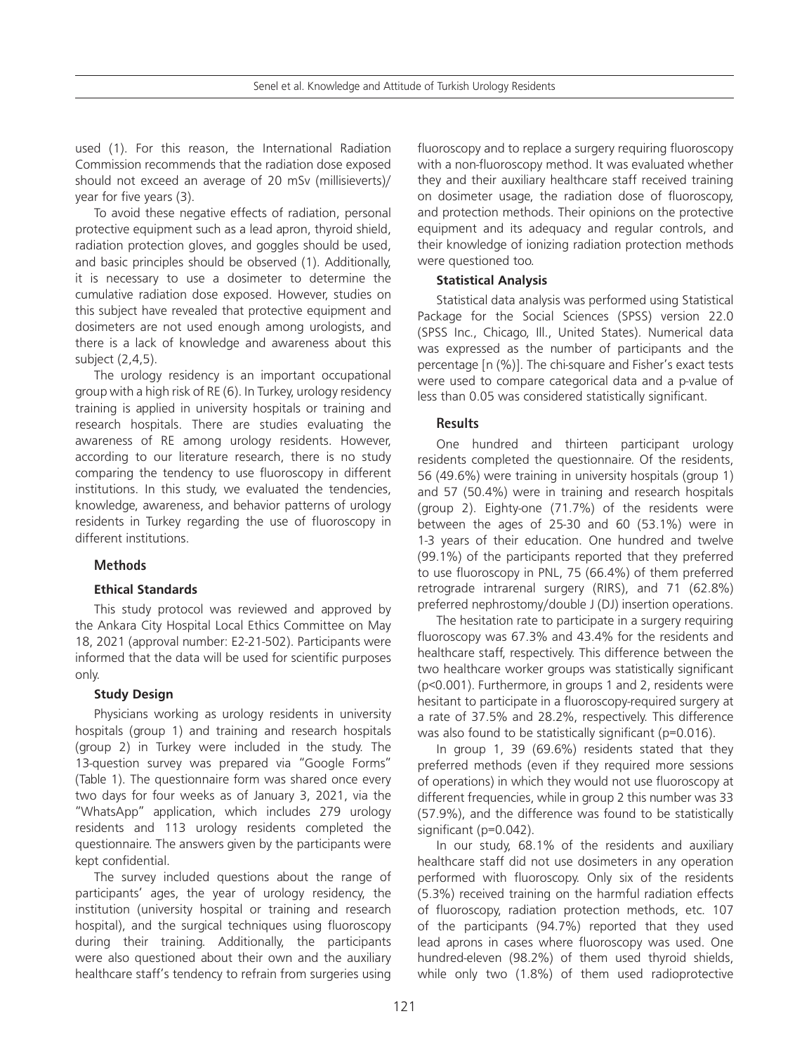used (1). For this reason, the International Radiation Commission recommends that the radiation dose exposed should not exceed an average of 20 mSv (millisieverts)/year for five years (3).

To avoid these negative effects of radiation, personal protective equipment such as a lead apron, thyroid shield, radiation protection gloves, and goggles should be used, and basic principles should be observed (1). Additionally, it is necessary to use a dosimeter to determine the cumulative radiation dose exposed. However, studies on this subject have revealed that protective equipment and dosimeters are not used enough among urologists, and there is a lack of knowledge and awareness about this subject (2,4,5).

The urology residency is an important occupational group with a high risk of RE (6). In Turkey, urology residency training is applied in university hospitals or training and research hospitals. There are studies evaluating the awareness of RE among urology residents. However, according to our literature research, there is no study comparing the tendency to use fluoroscopy in different institutions. In this study, we evaluated the tendencies, knowledge, awareness, and behavior patterns of urology residents in Turkey regarding the use of fluoroscopy in different institutions.

## Methods

### Ethical Standards

This study protocol was reviewed and approved by the Ankara City Hospital Local Ethics Committee on May 18, 2021 (approval number: E2-21-502). Participants were informed that the data will be used for scientific purposes only.

### Study Design

Physicians working as urology residents in university hospitals (group 1) and training and research hospitals (group 2) in Turkey were included in the study. The 13-question survey was prepared via "Google Forms" (Table 1). The questionnaire form was shared once every two days for four weeks as of January 3, 2021, via the "WhatsApp" application, which includes 279 urology residents and 113 urology residents completed the questionnaire. The answers given by the participants were kept confidential.

The survey included questions about the range of participants' ages, the year of urology residency, the institution (university hospital or training and research hospital), and the surgical techniques using fluoroscopy during their training. Additionally, the participants were also questioned about their own and the auxiliary healthcare staff's tendency to refrain from surgeries using fluoroscopy and to replace a surgery requiring fluoroscopy with a non-fluoroscopy method. It was evaluated whether they and their auxiliary healthcare staff received training on dosimeter usage, the radiation dose of fluoroscopy, and protection methods. Their opinions on the protective equipment and its adequacy and regular controls, and their knowledge of ionizing radiation protection methods were questioned too.

### Statistical Analysis

Statistical data analysis was performed using Statistical Package for the Social Sciences (SPSS) version 22.0 (SPSS Inc., Chicago, Ill., United States). Numerical data was expressed as the number of participants and the percentage [n (%)]. The chi-square and Fisher's exact tests were used to compare categorical data and a p-value of less than 0.05 was considered statistically significant.

## Results

One hundred and thirteen participant urology residents completed the questionnaire. Of the residents, 56 (49.6%) were training in university hospitals (group 1) and 57 (50.4%) were in training and research hospitals (group 2). Eighty-one (71.7%) of the residents were between the ages of 25-30 and 60 (53.1%) were in 1-3 years of their education. One hundred and twelve (99.1%) of the participants reported that they preferred to use fluoroscopy in PNL, 75 (66.4%) of them preferred retrograde intrarenal surgery (RIRS), and 71 (62.8%) preferred nephrostomy/double J (DJ) insertion operations.

The hesitation rate to participate in a surgery requiring fluoroscopy was 67.3% and 43.4% for the residents and healthcare staff, respectively. This difference between the two healthcare worker groups was statistically significant ($p<0.001$). Furthermore, in groups 1 and 2, residents were hesitant to participate in a fluoroscopy-required surgery at a rate of 37.5% and 28.2%, respectively. This difference was also found to be statistically significant ($p=0.016$).

In group 1, 39 (69.6%) residents stated that they preferred methods (even if they required more sessions of operations) in which they would not use fluoroscopy at different frequencies, while in group 2 this number was 33 (57.9%), and the difference was found to be statistically significant ($p=0.042$).

In our study, 68.1% of the residents and auxiliary healthcare staff did not use dosimeters in any operation performed with fluoroscopy. Only six of the residents (5.3%) received training on the harmful radiation effects of fluoroscopy, radiation protection methods, etc. 107 of the participants (94.7%) reported that they used lead aprons in cases where fluoroscopy was used. One hundred-eleven (98.2%) of them used thyroid shields, while only two (1.8%) of them used radioprotective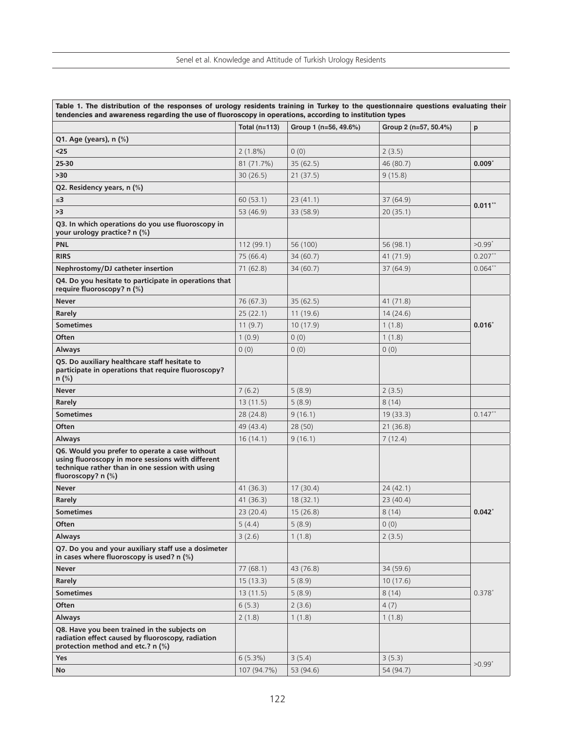| Table 1. The distribution of the responses of urology residents training in Turkey to the questionnaire questions evaluating their tendencies and awareness regarding the use of fluoroscopy in operations, according to institution types | | | | |
|---|---|---|---|---|
| | **Total (n=113)** | **Group 1 (n=56, 49.6%)** | **Group 2 (n=57, 50.4%)** | **p** |
| **Q1. Age (years), n (%)** | | | | |
| **<25** | 2 (1.8%) | 0 (0) | 2 (3.5) | |
| **25-30** | 81 (71.7%) | 35 (62.5) | 46 (80.7) | **0.009*** |
| **>30** | 30 (26.5) | 21 (37.5) | 9 (15.8) | |
| **Q2. Residency years, n (%)** | | | | |
| **≤3** | 60 (53.1) | 23 (41.1) | 37 (64.9) | **0.011**** |
| **>3** | 53 (46.9) | 33 (58.9) | 20 (35.1) | |
| **Q3. In which operations do you use fluoroscopy in your urology practice? n (%)** | | | | |
| **PNL** | 112 (99.1) | 56 (100) | 56 (98.1) | >0.99* |
| **RIRS** | 75 (66.4) | 34 (60.7) | 41 (71.9) | 0.207** |
| **Nephrostomy/DJ catheter insertion** | 71 (62.8) | 34 (60.7) | 37 (64.9) | 0.064** |
| **Q4. Do you hesitate to participate in operations that require fluoroscopy? n (%)** | | | | |
| **Never** | 76 (67.3) | 35 (62.5) | 41 (71.8) | |
| **Rarely** | 25 (22.1) | 11 (19.6) | 14 (24.6) | |
| **Sometimes** | 11 (9.7) | 10 (17.9) | 1 (1.8) | **0.016*** |
| **Often** | 1 (0.9) | 0 (0) | 1 (1.8) | |
| **Always** | 0 (0) | 0 (0) | 0 (0) | |
| **Q5. Do auxiliary healthcare staff hesitate to participate in operations that require fluoroscopy? n (%)** | | | | |
| **Never** | 7 (6.2) | 5 (8.9) | 2 (3.5) | |
| **Rarely** | 13 (11.5) | 5 (8.9) | 8 (14) | |
| **Sometimes** | 28 (24.8) | 9 (16.1) | 19 (33.3) | 0.147** |
| **Often** | 49 (43.4) | 28 (50) | 21 (36.8) | |
| **Always** | 16 (14.1) | 9 (16.1) | 7 (12.4) | |
| **Q6. Would you prefer to operate a case without using fluoroscopy in more sessions with different technique rather than in one session with using fluoroscopy? n (%)** | | | | |
| **Never** | 41 (36.3) | 17 (30.4) | 24 (42.1) | |
| **Rarely** | 41 (36.3) | 18 (32.1) | 23 (40.4) | |
| **Sometimes** | 23 (20.4) | 15 (26.8) | 8 (14) | **0.042*** |
| **Often** | 5 (4.4) | 5 (8.9) | 0 (0) | |
| **Always** | 3 (2.6) | 1 (1.8) | 2 (3.5) | |
| **Q7. Do you and your auxiliary staff use a dosimeter in cases where fluoroscopy is used? n (%)** | | | | |
| **Never** | 77 (68.1) | 43 (76.8) | 34 (59.6) | |
| **Rarely** | 15 (13.3) | 5 (8.9) | 10 (17.6) | |
| **Sometimes** | 13 (11.5) | 5 (8.9) | 8 (14) | 0.378* |
| **Often** | 6 (5.3) | 2 (3.6) | 4 (7) | |
| **Always** | 2 (1.8) | 1 (1.8) | 1 (1.8) | |
| **Q8. Have you been trained in the subjects on radiation effect caused by fluoroscopy, radiation protection method and etc.? n (%)** | | | | |
| **Yes** | 6 (5.3%) | 3 (5.4) | 3 (5.3) | >0.99* |
| **No** | 107 (94.7%) | 53 (94.6) | 54 (94.7) | |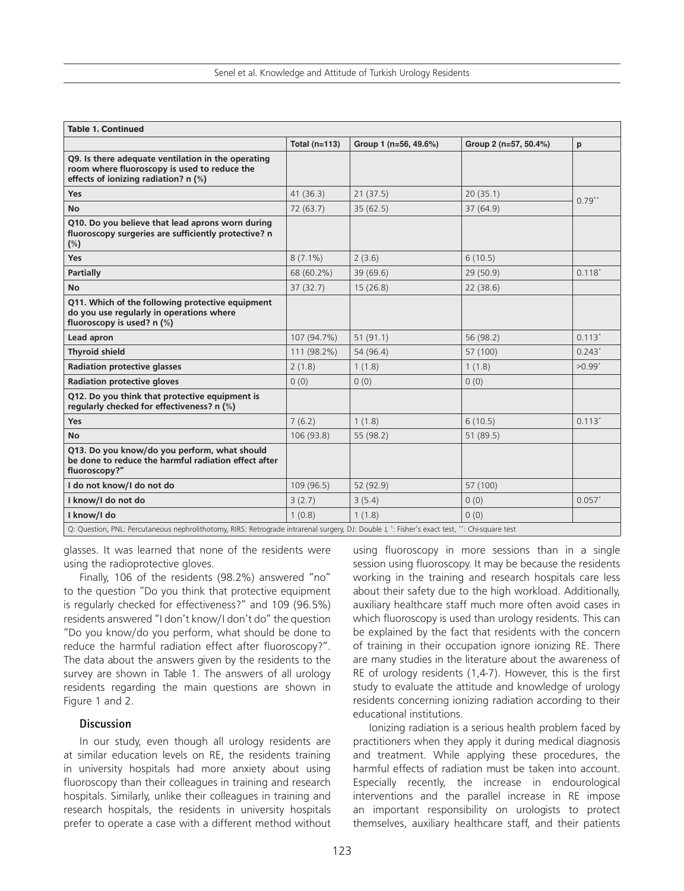**Table 1. Continued**

| | Total (n=113) | Group 1 (n=56, 49.6%) | Group 2 (n=57, 50.4%) | p |
|---|---|---|---|---|
| **Q9. Is there adequate ventilation in the operating room where fluoroscopy is used to reduce the effects of ionizing radiation? n (%)** | | | | |
| **Yes** | 41 (36.3) | 21 (37.5) | 20 (35.1) | 0.79** |
| **No** | 72 (63.7) | 35 (62.5) | 37 (64.9) | |
| **Q10. Do you believe that lead aprons worn during fluoroscopy surgeries are sufficiently protective? n (%)** | | | | |
| **Yes** | 8 (7.1%) | 2 (3.6) | 6 (10.5) | |
| **Partially** | 68 (60.2%) | 39 (69.6) | 29 (50.9) | 0.118* |
| **No** | 37 (32.7) | 15 (26.8) | 22 (38.6) | |
| **Q11. Which of the following protective equipment do you use regularly in operations where fluoroscopy is used? n (%)** | | | | |
| **Lead apron** | 107 (94.7%) | 51 (91.1) | 56 (98.2) | 0.113* |
| **Thyroid shield** | 111 (98.2%) | 54 (96.4) | 57 (100) | 0.243* |
| **Radiation protective glasses** | 2 (1.8) | 1 (1.8) | 1 (1.8) | >0.99* |
| **Radiation protective gloves** | 0 (0) | 0 (0) | 0 (0) | |
| **Q12. Do you think that protective equipment is regularly checked for effectiveness? n (%)** | | | | |
| **Yes** | 7 (6.2) | 1 (1.8) | 6 (10.5) | 0.113* |
| **No** | 106 (93.8) | 55 (98.2) | 51 (89.5) | |
| **Q13. Do you know/do you perform, what should be done to reduce the harmful radiation effect after fluoroscopy?"** | | | | |
| **I do not know/I do not do** | 109 (96.5) | 52 (92.9) | 57 (100) | |
| **I know/I do not do** | 3 (2.7) | 3 (5.4) | 0 (0) | 0.057* |
| **I know/I do** | 1 (0.8) | 1 (1.8) | 0 (0) | |

Q: Question, PNL: Percutaneous nephrolithotomy, RIRS: Retrograde intrarenal surgery, DJ: Double J, *: Fisher's exact test, **: Chi-square test

glasses. It was learned that none of the residents were using the radioprotective gloves.

Finally, 106 of the residents (98.2%) answered "no" to the question "Do you think that protective equipment is regularly checked for effectiveness?" and 109 (96.5%) residents answered "I don't know/I don't do" the question "Do you know/do you perform, what should be done to reduce the harmful radiation effect after fluoroscopy?". The data about the answers given by the residents to the survey are shown in Table 1. The answers of all urology residents regarding the main questions are shown in Figure 1 and 2.

## Discussion

In our study, even though all urology residents are at similar education levels on RE, the residents training in university hospitals had more anxiety about using fluoroscopy than their colleagues in training and research hospitals. Similarly, unlike their colleagues in training and research hospitals, the residents in university hospitals prefer to operate a case with a different method without using fluoroscopy in more sessions than in a single session using fluoroscopy. It may be because the residents working in the training and research hospitals care less about their safety due to the high workload. Additionally, auxiliary healthcare staff much more often avoid cases in which fluoroscopy is used than urology residents. This can be explained by the fact that residents with the concern of training in their occupation ignore ionizing RE. There are many studies in the literature about the awareness of RE of urology residents (1,4-7). However, this is the first study to evaluate the attitude and knowledge of urology residents concerning ionizing radiation according to their educational institutions.

Ionizing radiation is a serious health problem faced by practitioners when they apply it during medical diagnosis and treatment. While applying these procedures, the harmful effects of radiation must be taken into account. Especially recently, the increase in endourological interventions and the parallel increase in RE impose an important responsibility on urologists to protect themselves, auxiliary healthcare staff, and their patients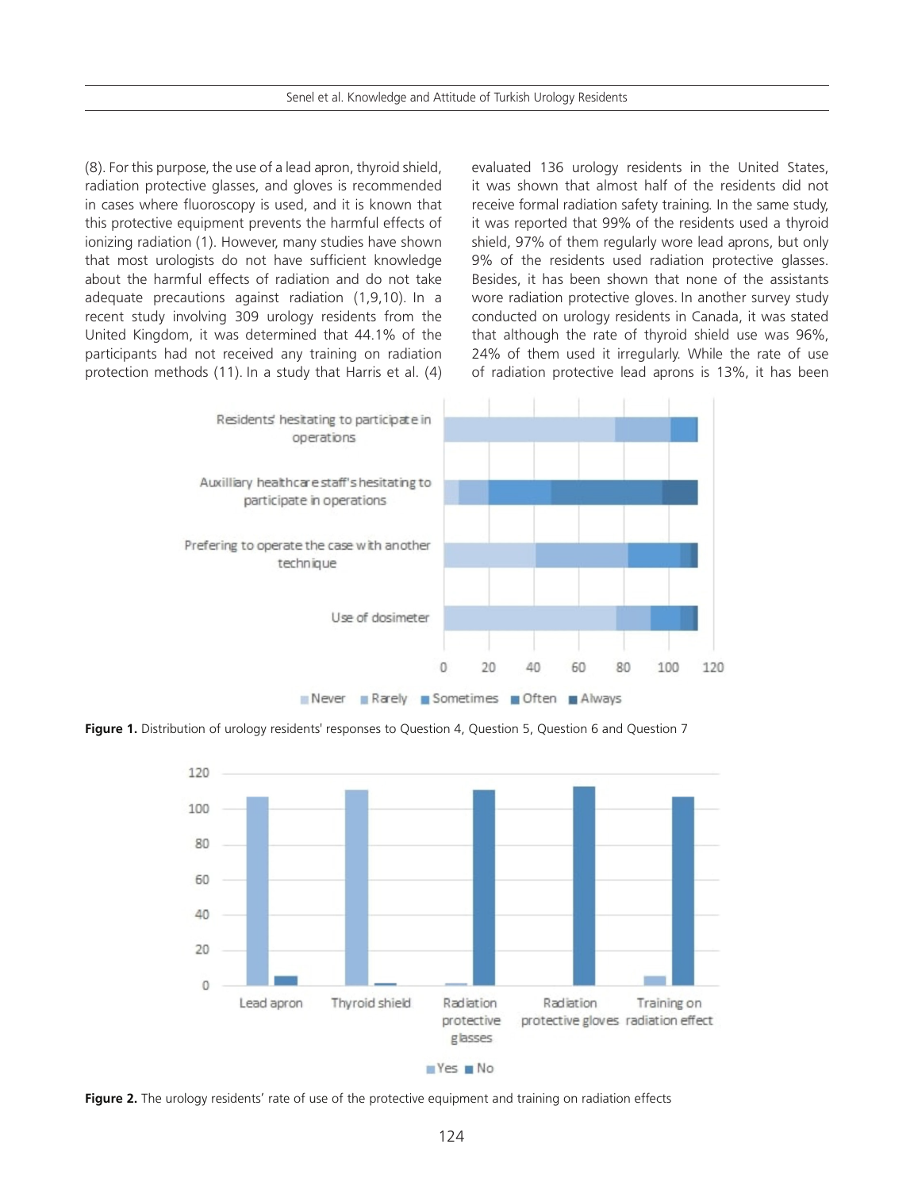(8). For this purpose, the use of a lead apron, thyroid shield, radiation protective glasses, and gloves is recommended in cases where fluoroscopy is used, and it is known that this protective equipment prevents the harmful effects of ionizing radiation (1). However, many studies have shown that most urologists do not have sufficient knowledge about the harmful effects of radiation and do not take adequate precautions against radiation (1,9,10). In a recent study involving 309 urology residents from the United Kingdom, it was determined that 44.1% of the participants had not received any training on radiation protection methods (11). In a study that Harris et al. (4) evaluated 136 urology residents in the United States, it was shown that almost half of the residents did not receive formal radiation safety training. In the same study, it was reported that 99% of the residents used a thyroid shield, 97% of them regularly wore lead aprons, but only 9% of the residents used radiation protective glasses. Besides, it has been shown that none of the assistants wore radiation protective gloves. In another survey study conducted on urology residents in Canada, it was stated that although the rate of thyroid shield use was 96%, 24% of them used it irregularly. While the rate of use of radiation protective lead aprons is 13%, it has been

**Figure 1.** Distribution of urology residents' responses to Question 4, Question 5, Question 6 and Question 7

**Figure 2.** The urology residents' rate of use of the protective equipment and training on radiation effects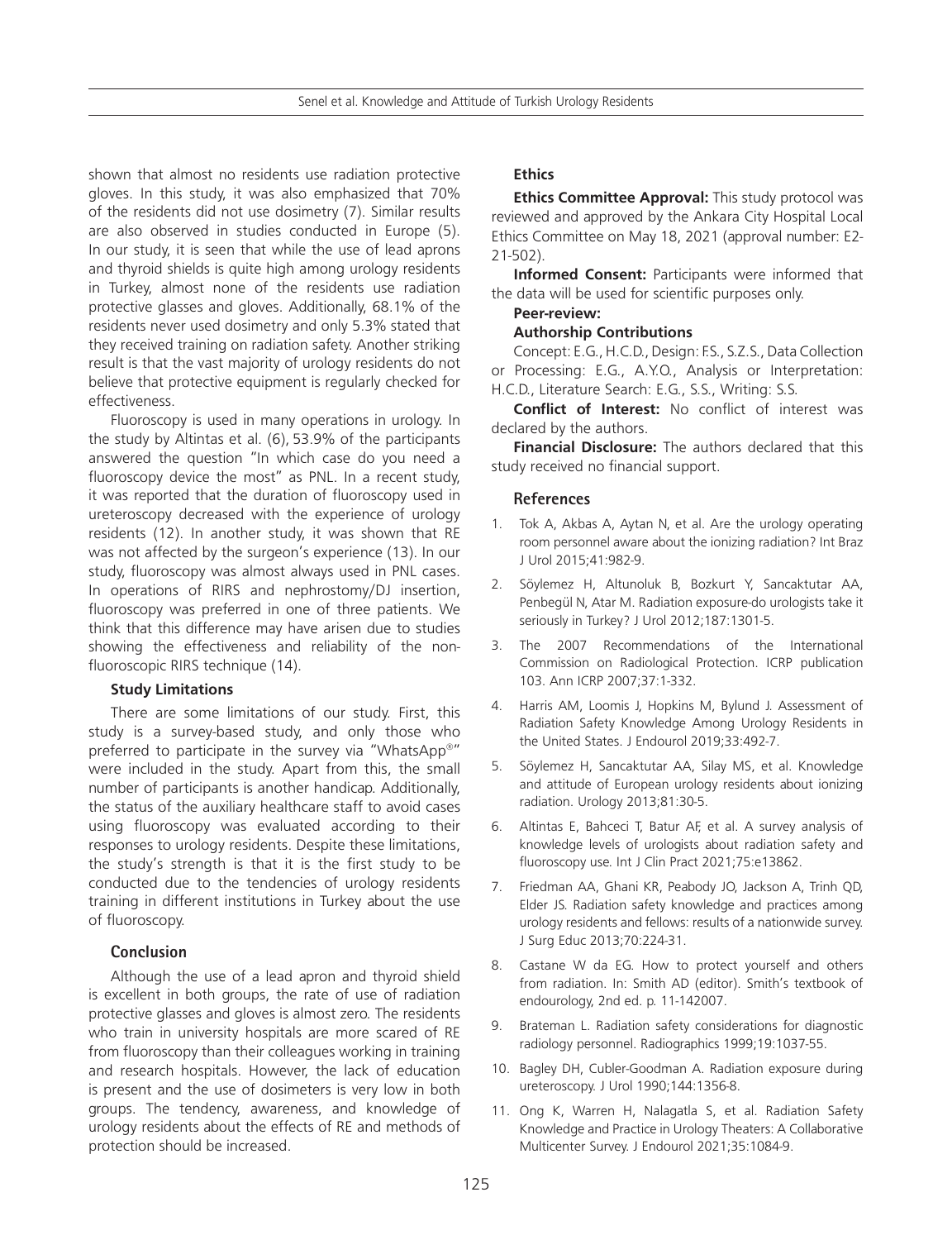shown that almost no residents use radiation protective gloves. In this study, it was also emphasized that 70% of the residents did not use dosimetry (7). Similar results are also observed in studies conducted in Europe (5). In our study, it is seen that while the use of lead aprons and thyroid shields is quite high among urology residents in Turkey, almost none of the residents use radiation protective glasses and gloves. Additionally, 68.1% of the residents never used dosimetry and only 5.3% stated that they received training on radiation safety. Another striking result is that the vast majority of urology residents do not believe that protective equipment is regularly checked for effectiveness.

Fluoroscopy is used in many operations in urology. In the study by Altintas et al. (6), 53.9% of the participants answered the question "In which case do you need a fluoroscopy device the most" as PNL. In a recent study, it was reported that the duration of fluoroscopy used in ureteroscopy decreased with the experience of urology residents (12). In another study, it was shown that RE was not affected by the surgeon's experience (13). In our study, fluoroscopy was almost always used in PNL cases. In operations of RIRS and nephrostomy/DJ insertion, fluoroscopy was preferred in one of three patients. We think that this difference may have arisen due to studies showing the effectiveness and reliability of the non-fluoroscopic RIRS technique (14).

### Study Limitations

There are some limitations of our study. First, this study is a survey-based study, and only those who preferred to participate in the survey via "WhatsApp®" were included in the study. Apart from this, the small number of participants is another handicap. Additionally, the status of the auxiliary healthcare staff to avoid cases using fluoroscopy was evaluated according to their responses to urology residents. Despite these limitations, the study's strength is that it is the first study to be conducted due to the tendencies of urology residents training in different institutions in Turkey about the use of fluoroscopy.

## Conclusion

Although the use of a lead apron and thyroid shield is excellent in both groups, the rate of use of radiation protective glasses and gloves is almost zero. The residents who train in university hospitals are more scared of RE from fluoroscopy than their colleagues working in training and research hospitals. However, the lack of education is present and the use of dosimeters is very low in both groups. The tendency, awareness, and knowledge of urology residents about the effects of RE and methods of protection should be increased.

### Ethics

**Ethics Committee Approval:** This study protocol was reviewed and approved by the Ankara City Hospital Local Ethics Committee on May 18, 2021 (approval number: E2-21-502).

**Informed Consent:** Participants were informed that the data will be used for scientific purposes only.

**Peer-review:**

**Authorship Contributions**

Concept: E.G., H.C.D., Design: F.S., S.Z.S., Data Collection or Processing: E.G., A.Y.O., Analysis or Interpretation: H.C.D., Literature Search: E.G., S.S., Writing: S.S.

**Conflict of Interest:** No conflict of interest was declared by the authors.

**Financial Disclosure:** The authors declared that this study received no financial support.

## References

1. Tok A, Akbas A, Aytan N, et al. Are the urology operating room personnel aware about the ionizing radiation? Int Braz J Urol 2015;41:982-9.
2. Söylemez H, Altunoluk B, Bozkurt Y, Sancaktutar AA, Penbegül N, Atar M. Radiation exposure-do urologists take it seriously in Turkey? J Urol 2012;187:1301-5.
3. The 2007 Recommendations of the International Commission on Radiological Protection. ICRP publication 103. Ann ICRP 2007;37:1-332.
4. Harris AM, Loomis J, Hopkins M, Bylund J. Assessment of Radiation Safety Knowledge Among Urology Residents in the United States. J Endourol 2019;33:492-7.
5. Söylemez H, Sancaktutar AA, Silay MS, et al. Knowledge and attitude of European urology residents about ionizing radiation. Urology 2013;81:30-5.
6. Altintas E, Bahceci T, Batur AF, et al. A survey analysis of knowledge levels of urologists about radiation safety and fluoroscopy use. Int J Clin Pract 2021;75:e13862.
7. Friedman AA, Ghani KR, Peabody JO, Jackson A, Trinh QD, Elder JS. Radiation safety knowledge and practices among urology residents and fellows: results of a nationwide survey. J Surg Educ 2013;70:224-31.
8. Castane W da EG. How to protect yourself and others from radiation. In: Smith AD (editor). Smith's textbook of endourology, 2nd ed. p. 11-142007.
9. Brateman L. Radiation safety considerations for diagnostic radiology personnel. Radiographics 1999;19:1037-55.
10. Bagley DH, Cubler-Goodman A. Radiation exposure during ureteroscopy. J Urol 1990;144:1356-8.
11. Ong K, Warren H, Nalagatla S, et al. Radiation Safety Knowledge and Practice in Urology Theaters: A Collaborative Multicenter Survey. J Endourol 2021;35:1084-9.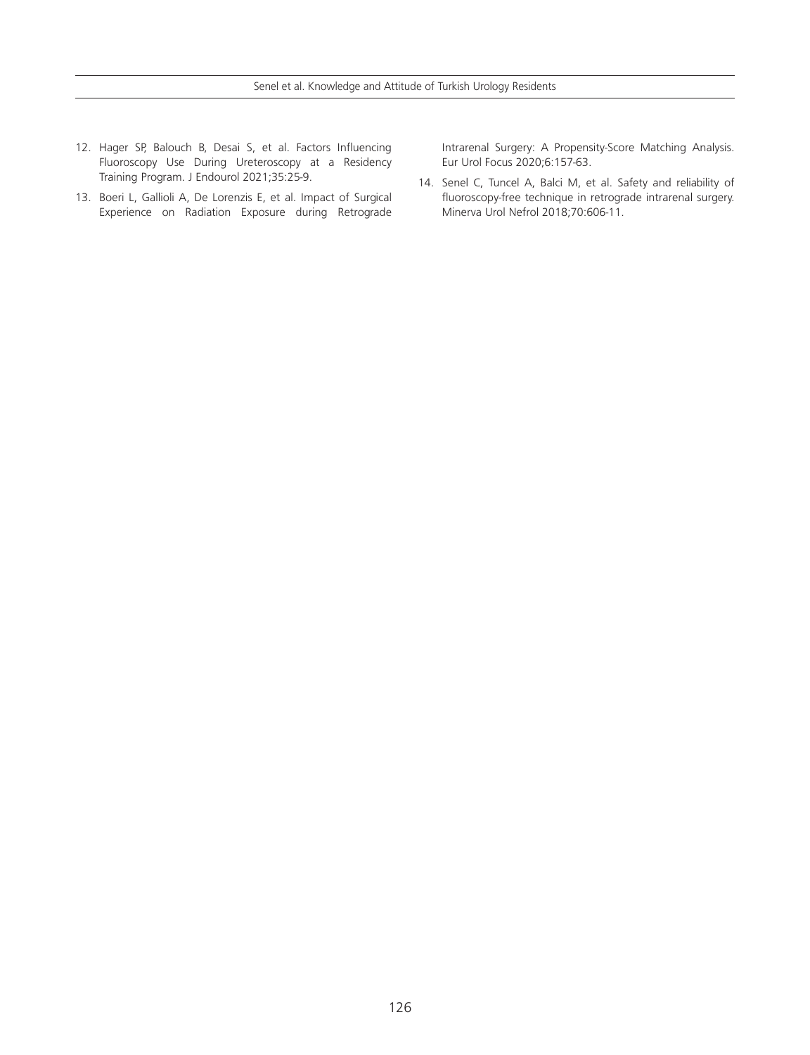12. Hager SP, Balouch B, Desai S, et al. Factors Influencing Fluoroscopy Use During Ureteroscopy at a Residency Training Program. J Endourol 2021;35:25-9.
13. Boeri L, Gallioli A, De Lorenzis E, et al. Impact of Surgical Experience on Radiation Exposure during Retrograde Intrarenal Surgery: A Propensity-Score Matching Analysis. Eur Urol Focus 2020;6:157-63.
14. Senel C, Tuncel A, Balci M, et al. Safety and reliability of fluoroscopy-free technique in retrograde intrarenal surgery. Minerva Urol Nefrol 2018;70:606-11.